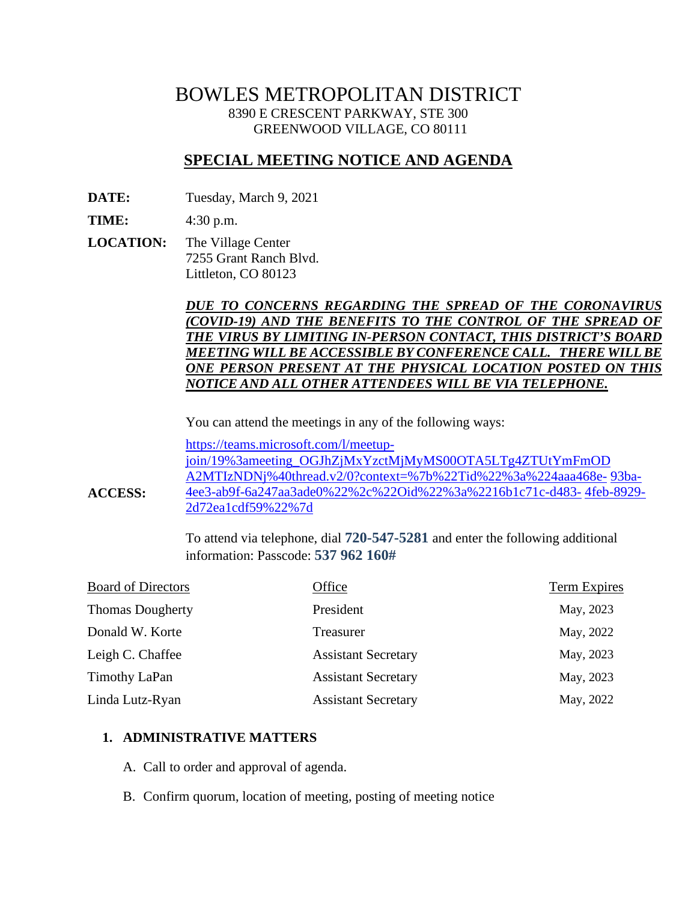# BOWLES METROPOLITAN DISTRICT

8390 E CRESCENT PARKWAY, STE 300
GREENWOOD VILLAGE, CO 80111

## SPECIAL MEETING NOTICE AND AGENDA

**DATE:** Tuesday, March 9, 2021

**TIME:** 4:30 p.m.

**LOCATION:** The Village Center
7255 Grant Ranch Blvd.
Littleton, CO 80123

***DUE TO CONCERNS REGARDING THE SPREAD OF THE CORONAVIRUS (COVID-19) AND THE BENEFITS TO THE CONTROL OF THE SPREAD OF THE VIRUS BY LIMITING IN-PERSON CONTACT, THIS DISTRICT'S BOARD MEETING WILL BE ACCESSIBLE BY CONFERENCE CALL. THERE WILL BE ONE PERSON PRESENT AT THE PHYSICAL LOCATION POSTED ON THIS NOTICE AND ALL OTHER ATTENDEES WILL BE VIA TELEPHONE.***

You can attend the meetings in any of the following ways:

**ACCESS:** https://teams.microsoft.com/l/meetup-join/19%3ameeting_OGJhZjMxYzctMjMyMS00OTA5LTg4ZTUtYmFmODA2MTIzNDNj%40thread.v2/0?context=%7b%22Tid%22%3a%224aaa468e-93ba-4ee3-ab9f-6a247aa3ade0%22%2c%22Oid%22%3a%2216b1c71c-d483-4feb-8929-2d72ea1cdf59%22%7d

To attend via telephone, dial **720-547-5281** and enter the following additional information: Passcode: **537 962 160#**

| Board of Directors | Office | Term Expires |
|---|---|---|
| Thomas Dougherty | President | May, 2023 |
| Donald W. Korte | Treasurer | May, 2022 |
| Leigh C. Chaffee | Assistant Secretary | May, 2023 |
| Timothy LaPan | Assistant Secretary | May, 2023 |
| Linda Lutz-Ryan | Assistant Secretary | May, 2022 |

1. **ADMINISTRATIVE MATTERS**

   A. Call to order and approval of agenda.

   B. Confirm quorum, location of meeting, posting of meeting notice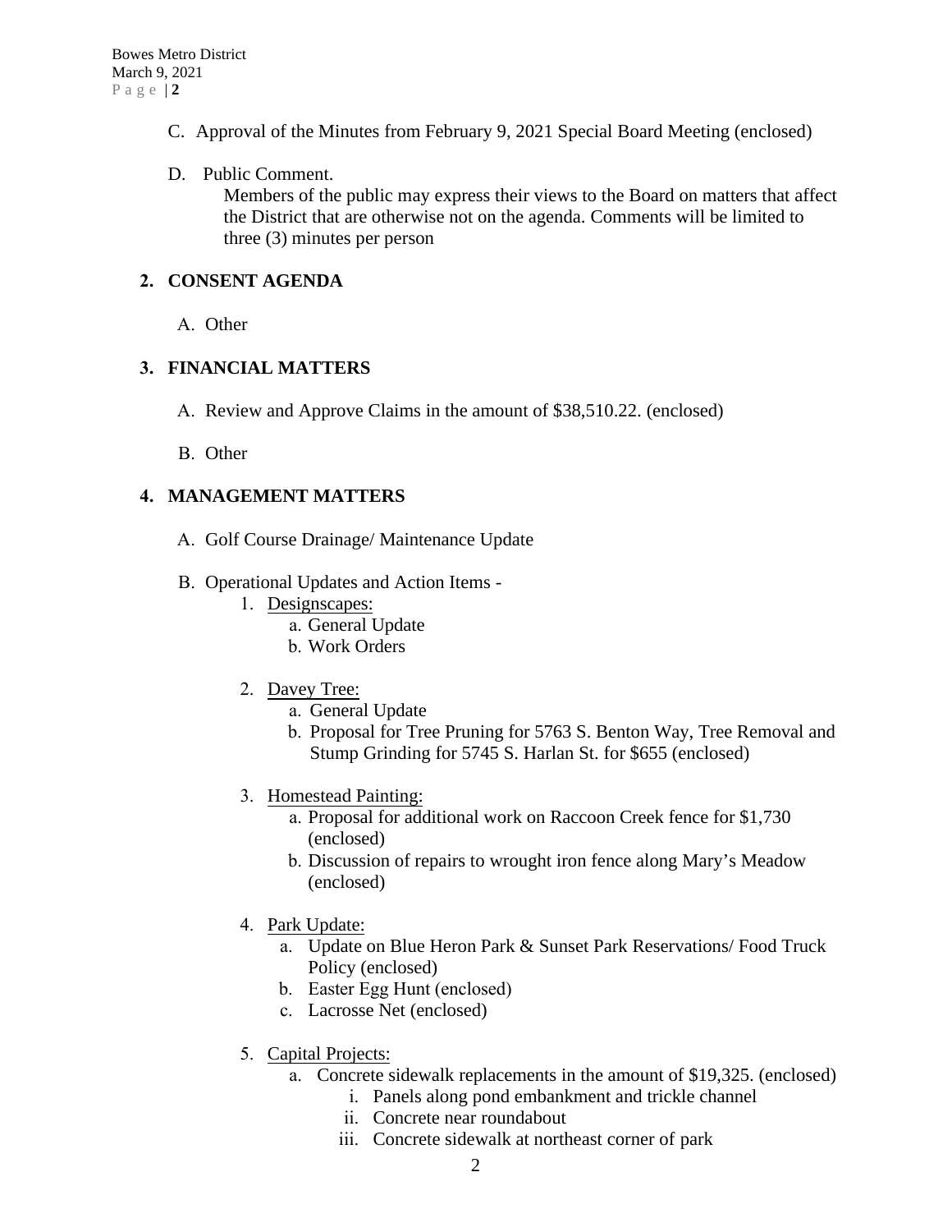C. Approval of the Minutes from February 9, 2021 Special Board Meeting (enclosed)

D. Public Comment.
   Members of the public may express their views to the Board on matters that affect the District that are otherwise not on the agenda. Comments will be limited to three (3) minutes per person

## 2. CONSENT AGENDA

A. Other

## 3. FINANCIAL MATTERS

A. Review and Approve Claims in the amount of $38,510.22. (enclosed)

B. Other

## 4. MANAGEMENT MATTERS

A. Golf Course Drainage/ Maintenance Update

B. Operational Updates and Action Items -

1. Designscapes:
   a. General Update
   b. Work Orders

2. Davey Tree:
   a. General Update
   b. Proposal for Tree Pruning for 5763 S. Benton Way, Tree Removal and Stump Grinding for 5745 S. Harlan St. for $655 (enclosed)

3. Homestead Painting:
   a. Proposal for additional work on Raccoon Creek fence for $1,730 (enclosed)
   b. Discussion of repairs to wrought iron fence along Mary's Meadow (enclosed)

4. Park Update:
   a. Update on Blue Heron Park & Sunset Park Reservations/ Food Truck Policy (enclosed)
   b. Easter Egg Hunt (enclosed)
   c. Lacrosse Net (enclosed)

5. Capital Projects:
   a. Concrete sidewalk replacements in the amount of $19,325. (enclosed)
      i. Panels along pond embankment and trickle channel
      ii. Concrete near roundabout
      iii. Concrete sidewalk at northeast corner of park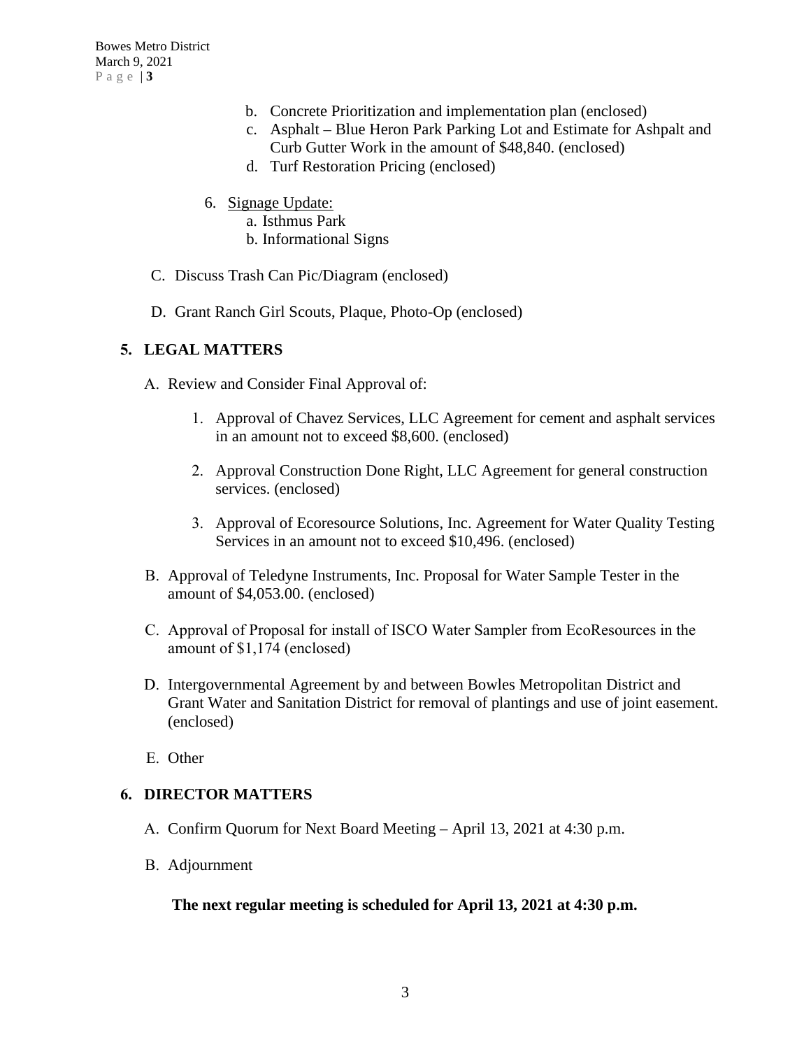b. Concrete Prioritization and implementation plan (enclosed)
c. Asphalt – Blue Heron Park Parking Lot and Estimate for Ashpalt and Curb Gutter Work in the amount of $48,840. (enclosed)
d. Turf Restoration Pricing (enclosed)

6. Signage Update:
   a. Isthmus Park
   b. Informational Signs

C. Discuss Trash Can Pic/Diagram (enclosed)

D. Grant Ranch Girl Scouts, Plaque, Photo-Op (enclosed)

## 5. LEGAL MATTERS

A. Review and Consider Final Approval of:

1. Approval of Chavez Services, LLC Agreement for cement and asphalt services in an amount not to exceed $8,600. (enclosed)

2. Approval Construction Done Right, LLC Agreement for general construction services. (enclosed)

3. Approval of Ecoresource Solutions, Inc. Agreement for Water Quality Testing Services in an amount not to exceed $10,496. (enclosed)

B. Approval of Teledyne Instruments, Inc. Proposal for Water Sample Tester in the amount of $4,053.00. (enclosed)

C. Approval of Proposal for install of ISCO Water Sampler from EcoResources in the amount of $1,174 (enclosed)

D. Intergovernmental Agreement by and between Bowles Metropolitan District and Grant Water and Sanitation District for removal of plantings and use of joint easement. (enclosed)

E. Other

## 6. DIRECTOR MATTERS

A. Confirm Quorum for Next Board Meeting – April 13, 2021 at 4:30 p.m.

B. Adjournment

**The next regular meeting is scheduled for April 13, 2021 at 4:30 p.m.**